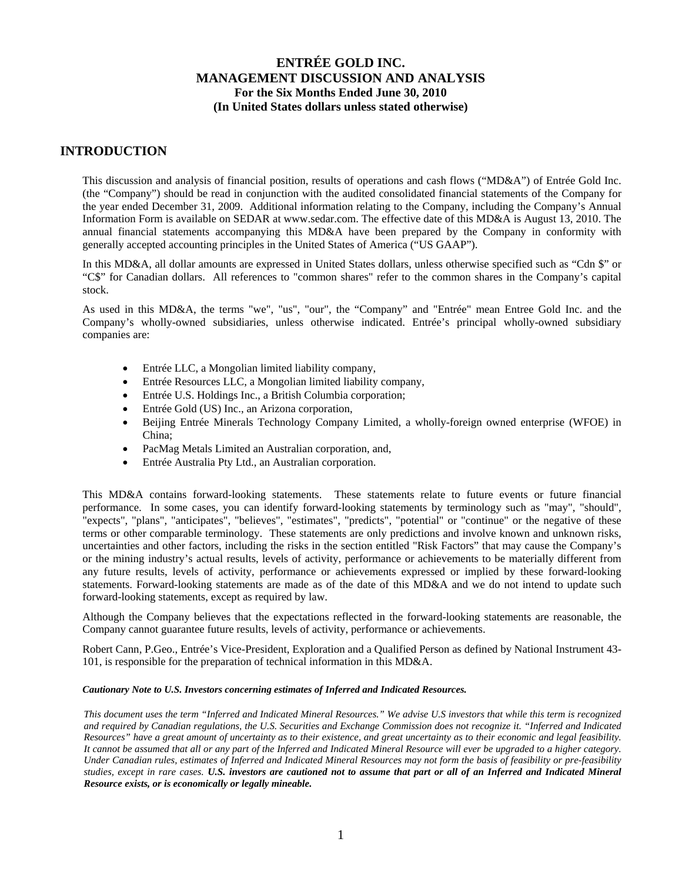# ENTRÉE GOLD INC.
# MANAGEMENT DISCUSSION AND ANALYSIS
### For the Six Months Ended June 30, 2010
### (In United States dollars unless stated otherwise)

## INTRODUCTION

This discussion and analysis of financial position, results of operations and cash flows ("MD&A") of Entrée Gold Inc. (the "Company") should be read in conjunction with the audited consolidated financial statements of the Company for the year ended December 31, 2009. Additional information relating to the Company, including the Company's Annual Information Form is available on SEDAR at www.sedar.com. The effective date of this MD&A is August 13, 2010. The annual financial statements accompanying this MD&A have been prepared by the Company in conformity with generally accepted accounting principles in the United States of America ("US GAAP").

In this MD&A, all dollar amounts are expressed in United States dollars, unless otherwise specified such as "Cdn $" or "C$" for Canadian dollars. All references to "common shares" refer to the common shares in the Company's capital stock.

As used in this MD&A, the terms "we", "us", "our", the "Company" and "Entrée" mean Entree Gold Inc. and the Company's wholly-owned subsidiaries, unless otherwise indicated. Entrée's principal wholly-owned subsidiary companies are:

- Entrée LLC, a Mongolian limited liability company,
- Entrée Resources LLC, a Mongolian limited liability company,
- Entrée U.S. Holdings Inc., a British Columbia corporation;
- Entrée Gold (US) Inc., an Arizona corporation,
- Beijing Entrée Minerals Technology Company Limited, a wholly-foreign owned enterprise (WFOE) in China;
- PacMag Metals Limited an Australian corporation, and,
- Entrée Australia Pty Ltd., an Australian corporation.

This MD&A contains forward-looking statements. These statements relate to future events or future financial performance. In some cases, you can identify forward-looking statements by terminology such as "may", "should", "expects", "plans", "anticipates", "believes", "estimates", "predicts", "potential" or "continue" or the negative of these terms or other comparable terminology. These statements are only predictions and involve known and unknown risks, uncertainties and other factors, including the risks in the section entitled "Risk Factors" that may cause the Company's or the mining industry's actual results, levels of activity, performance or achievements to be materially different from any future results, levels of activity, performance or achievements expressed or implied by these forward-looking statements. Forward-looking statements are made as of the date of this MD&A and we do not intend to update such forward-looking statements, except as required by law.

Although the Company believes that the expectations reflected in the forward-looking statements are reasonable, the Company cannot guarantee future results, levels of activity, performance or achievements.

Robert Cann, P.Geo., Entrée's Vice-President, Exploration and a Qualified Person as defined by National Instrument 43-101, is responsible for the preparation of technical information in this MD&A.

***Cautionary Note to U.S. Investors concerning estimates of Inferred and Indicated Resources.***

*This document uses the term "Inferred and Indicated Mineral Resources." We advise U.S investors that while this term is recognized and required by Canadian regulations, the U.S. Securities and Exchange Commission does not recognize it. "Inferred and Indicated Resources" have a great amount of uncertainty as to their existence, and great uncertainty as to their economic and legal feasibility. It cannot be assumed that all or any part of the Inferred and Indicated Mineral Resource will ever be upgraded to a higher category. Under Canadian rules, estimates of Inferred and Indicated Mineral Resources may not form the basis of feasibility or pre-feasibility studies, except in rare cases.* ***U.S. investors are cautioned not to assume that part or all of an Inferred and Indicated Mineral Resource exists, or is economically or legally mineable.***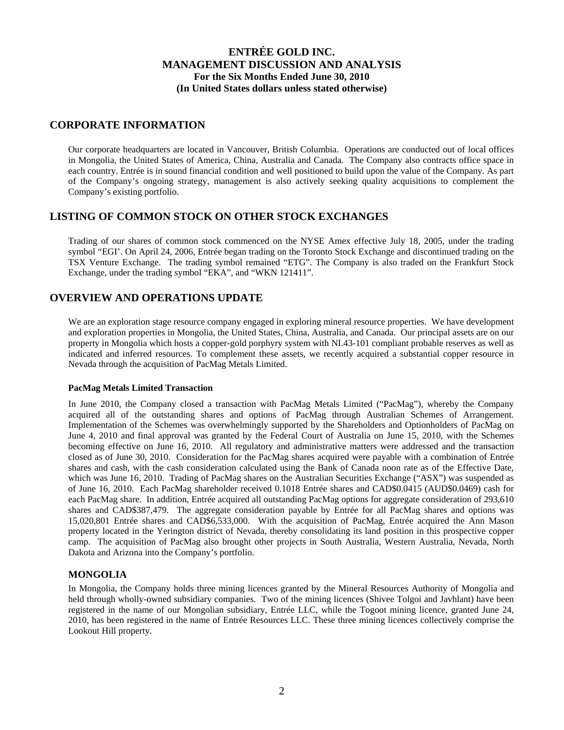# ENTRÉE GOLD INC.
# MANAGEMENT DISCUSSION AND ANALYSIS
### For the Six Months Ended June 30, 2010
### (In United States dollars unless stated otherwise)

## CORPORATE INFORMATION

Our corporate headquarters are located in Vancouver, British Columbia. Operations are conducted out of local offices in Mongolia, the United States of America, China, Australia and Canada. The Company also contracts office space in each country. Entrée is in sound financial condition and well positioned to build upon the value of the Company. As part of the Company's ongoing strategy, management is also actively seeking quality acquisitions to complement the Company's existing portfolio.

## LISTING OF COMMON STOCK ON OTHER STOCK EXCHANGES

Trading of our shares of common stock commenced on the NYSE Amex effective July 18, 2005, under the trading symbol "EGI'. On April 24, 2006, Entrée began trading on the Toronto Stock Exchange and discontinued trading on the TSX Venture Exchange. The trading symbol remained "ETG". The Company is also traded on the Frankfurt Stock Exchange, under the trading symbol "EKA", and "WKN 121411".

## OVERVIEW AND OPERATIONS UPDATE

We are an exploration stage resource company engaged in exploring mineral resource properties. We have development and exploration properties in Mongolia, the United States, China, Australia, and Canada. Our principal assets are on our property in Mongolia which hosts a copper-gold porphyry system with NI.43-101 compliant probable reserves as well as indicated and inferred resources. To complement these assets, we recently acquired a substantial copper resource in Nevada through the acquisition of PacMag Metals Limited.

**PacMag Metals Limited Transaction**

In June 2010, the Company closed a transaction with PacMag Metals Limited ("PacMag"), whereby the Company acquired all of the outstanding shares and options of PacMag through Australian Schemes of Arrangement. Implementation of the Schemes was overwhelmingly supported by the Shareholders and Optionholders of PacMag on June 4, 2010 and final approval was granted by the Federal Court of Australia on June 15, 2010, with the Schemes becoming effective on June 16, 2010. All regulatory and administrative matters were addressed and the transaction closed as of June 30, 2010. Consideration for the PacMag shares acquired were payable with a combination of Entrée shares and cash, with the cash consideration calculated using the Bank of Canada noon rate as of the Effective Date, which was June 16, 2010. Trading of PacMag shares on the Australian Securities Exchange ("ASX") was suspended as of June 16, 2010. Each PacMag shareholder received 0.1018 Entrée shares and CAD$0.0415 (AUD$0.0469) cash for each PacMag share. In addition, Entrée acquired all outstanding PacMag options for aggregate consideration of 293,610 shares and CAD$387,479. The aggregate consideration payable by Entrée for all PacMag shares and options was 15,020,801 Entrée shares and CAD$6,533,000. With the acquisition of PacMag, Entrée acquired the Ann Mason property located in the Yerington district of Nevada, thereby consolidating its land position in this prospective copper camp. The acquisition of PacMag also brought other projects in South Australia, Western Australia, Nevada, North Dakota and Arizona into the Company's portfolio.

### MONGOLIA

In Mongolia, the Company holds three mining licences granted by the Mineral Resources Authority of Mongolia and held through wholly-owned subsidiary companies. Two of the mining licences (Shivee Tolgoi and Javhlant) have been registered in the name of our Mongolian subsidiary, Entrée LLC, while the Togoot mining licence, granted June 24, 2010, has been registered in the name of Entrée Resources LLC. These three mining licences collectively comprise the Lookout Hill property.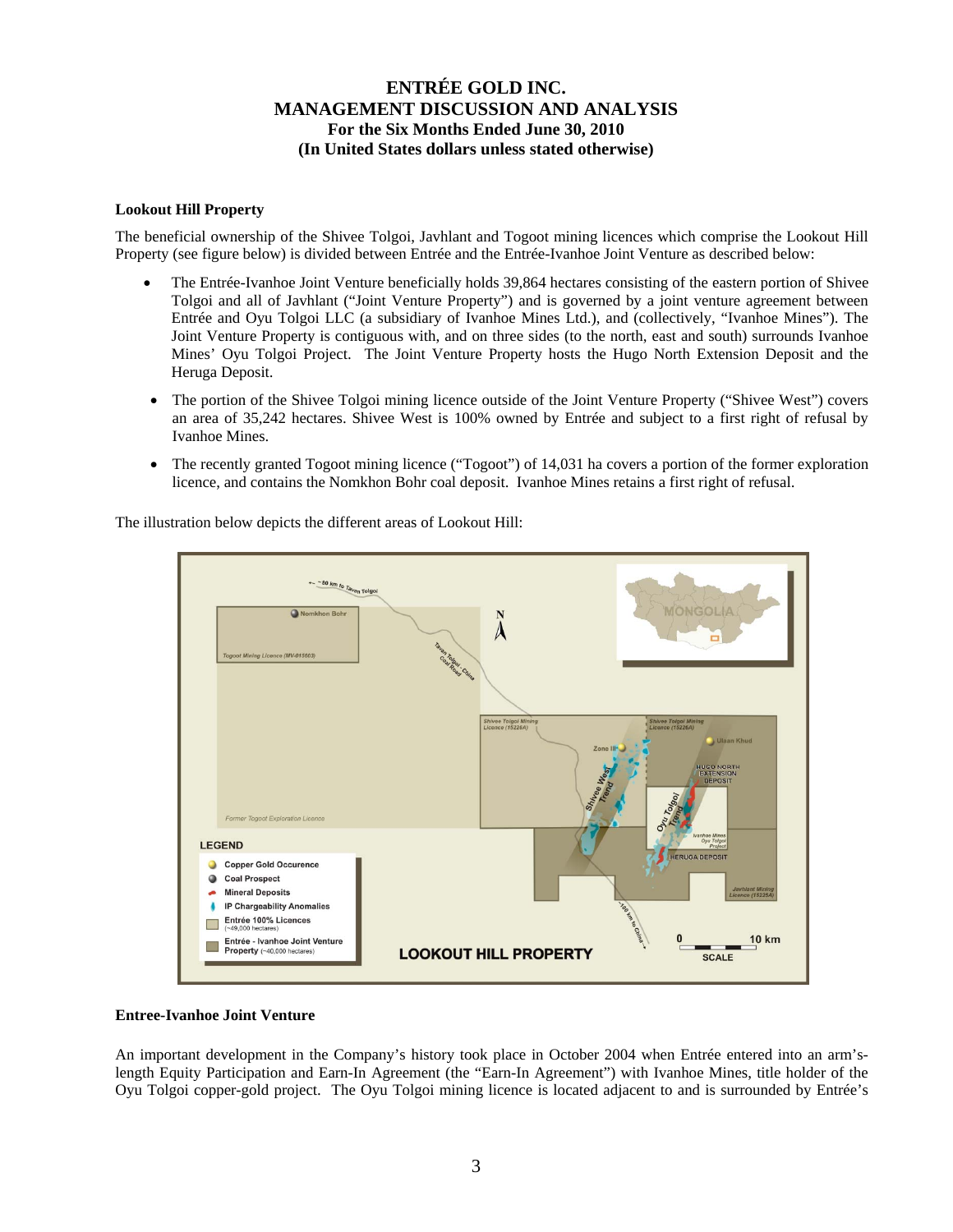### Lookout Hill Property

The beneficial ownership of the Shivee Tolgoi, Javhlant and Togoot mining licences which comprise the Lookout Hill Property (see figure below) is divided between Entrée and the Entrée-Ivanhoe Joint Venture as described below:

- The Entrée-Ivanhoe Joint Venture beneficially holds 39,864 hectares consisting of the eastern portion of Shivee Tolgoi and all of Javhlant ("Joint Venture Property") and is governed by a joint venture agreement between Entrée and Oyu Tolgoi LLC (a subsidiary of Ivanhoe Mines Ltd.), and (collectively, "Ivanhoe Mines"). The Joint Venture Property is contiguous with, and on three sides (to the north, east and south) surrounds Ivanhoe Mines' Oyu Tolgoi Project. The Joint Venture Property hosts the Hugo North Extension Deposit and the Heruga Deposit.
- The portion of the Shivee Tolgoi mining licence outside of the Joint Venture Property ("Shivee West") covers an area of 35,242 hectares. Shivee West is 100% owned by Entrée and subject to a first right of refusal by Ivanhoe Mines.
- The recently granted Togoot mining licence ("Togoot") of 14,031 ha covers a portion of the former exploration licence, and contains the Nomkhon Bohr coal deposit. Ivanhoe Mines retains a first right of refusal.

The illustration below depicts the different areas of Lookout Hill:

### Entree-Ivanhoe Joint Venture

An important development in the Company's history took place in October 2004 when Entrée entered into an arm's-length Equity Participation and Earn-In Agreement (the "Earn-In Agreement") with Ivanhoe Mines, title holder of the Oyu Tolgoi copper-gold project. The Oyu Tolgoi mining licence is located adjacent to and is surrounded by Entrée's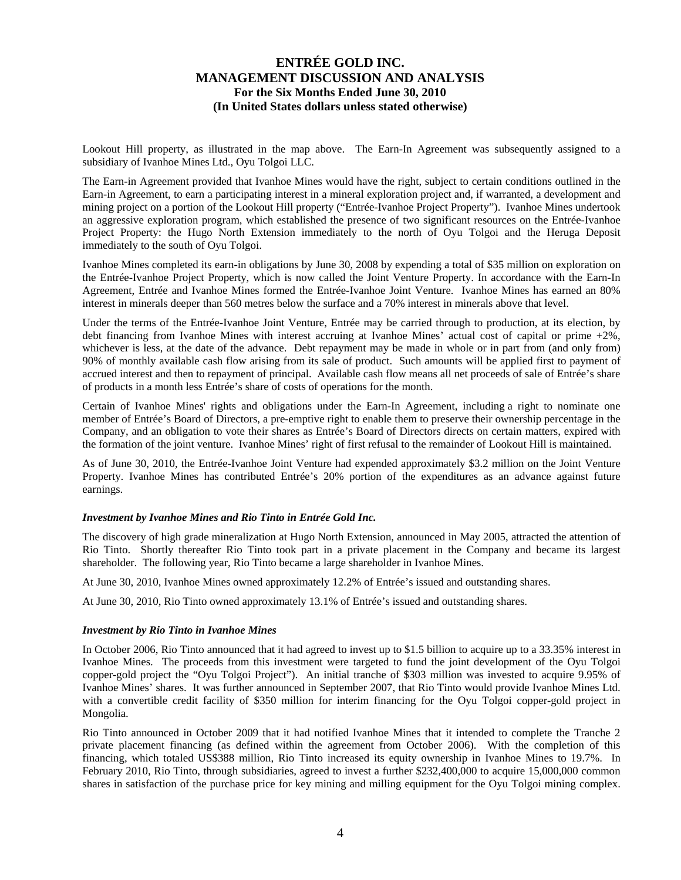Lookout Hill property, as illustrated in the map above. The Earn-In Agreement was subsequently assigned to a subsidiary of Ivanhoe Mines Ltd., Oyu Tolgoi LLC.

The Earn-in Agreement provided that Ivanhoe Mines would have the right, subject to certain conditions outlined in the Earn-in Agreement, to earn a participating interest in a mineral exploration project and, if warranted, a development and mining project on a portion of the Lookout Hill property ("Entrée-Ivanhoe Project Property"). Ivanhoe Mines undertook an aggressive exploration program, which established the presence of two significant resources on the Entrée-Ivanhoe Project Property: the Hugo North Extension immediately to the north of Oyu Tolgoi and the Heruga Deposit immediately to the south of Oyu Tolgoi.

Ivanhoe Mines completed its earn-in obligations by June 30, 2008 by expending a total of $35 million on exploration on the Entrée-Ivanhoe Project Property, which is now called the Joint Venture Property. In accordance with the Earn-In Agreement, Entrée and Ivanhoe Mines formed the Entrée-Ivanhoe Joint Venture. Ivanhoe Mines has earned an 80% interest in minerals deeper than 560 metres below the surface and a 70% interest in minerals above that level.

Under the terms of the Entrée-Ivanhoe Joint Venture, Entrée may be carried through to production, at its election, by debt financing from Ivanhoe Mines with interest accruing at Ivanhoe Mines' actual cost of capital or prime +2%, whichever is less, at the date of the advance. Debt repayment may be made in whole or in part from (and only from) 90% of monthly available cash flow arising from its sale of product. Such amounts will be applied first to payment of accrued interest and then to repayment of principal. Available cash flow means all net proceeds of sale of Entrée's share of products in a month less Entrée's share of costs of operations for the month.

Certain of Ivanhoe Mines' rights and obligations under the Earn-In Agreement, including a right to nominate one member of Entrée's Board of Directors, a pre-emptive right to enable them to preserve their ownership percentage in the Company, and an obligation to vote their shares as Entrée's Board of Directors directs on certain matters, expired with the formation of the joint venture. Ivanhoe Mines' right of first refusal to the remainder of Lookout Hill is maintained.

As of June 30, 2010, the Entrée-Ivanhoe Joint Venture had expended approximately $3.2 million on the Joint Venture Property. Ivanhoe Mines has contributed Entrée's 20% portion of the expenditures as an advance against future earnings.

***Investment by Ivanhoe Mines and Rio Tinto in Entrée Gold Inc.***

The discovery of high grade mineralization at Hugo North Extension, announced in May 2005, attracted the attention of Rio Tinto. Shortly thereafter Rio Tinto took part in a private placement in the Company and became its largest shareholder. The following year, Rio Tinto became a large shareholder in Ivanhoe Mines.

At June 30, 2010, Ivanhoe Mines owned approximately 12.2% of Entrée's issued and outstanding shares.

At June 30, 2010, Rio Tinto owned approximately 13.1% of Entrée's issued and outstanding shares.

***Investment by Rio Tinto in Ivanhoe Mines***

In October 2006, Rio Tinto announced that it had agreed to invest up to $1.5 billion to acquire up to a 33.35% interest in Ivanhoe Mines. The proceeds from this investment were targeted to fund the joint development of the Oyu Tolgoi copper-gold project the "Oyu Tolgoi Project"). An initial tranche of $303 million was invested to acquire 9.95% of Ivanhoe Mines' shares. It was further announced in September 2007, that Rio Tinto would provide Ivanhoe Mines Ltd. with a convertible credit facility of $350 million for interim financing for the Oyu Tolgoi copper-gold project in Mongolia.

Rio Tinto announced in October 2009 that it had notified Ivanhoe Mines that it intended to complete the Tranche 2 private placement financing (as defined within the agreement from October 2006). With the completion of this financing, which totaled US$388 million, Rio Tinto increased its equity ownership in Ivanhoe Mines to 19.7%. In February 2010, Rio Tinto, through subsidiaries, agreed to invest a further $232,400,000 to acquire 15,000,000 common shares in satisfaction of the purchase price for key mining and milling equipment for the Oyu Tolgoi mining complex.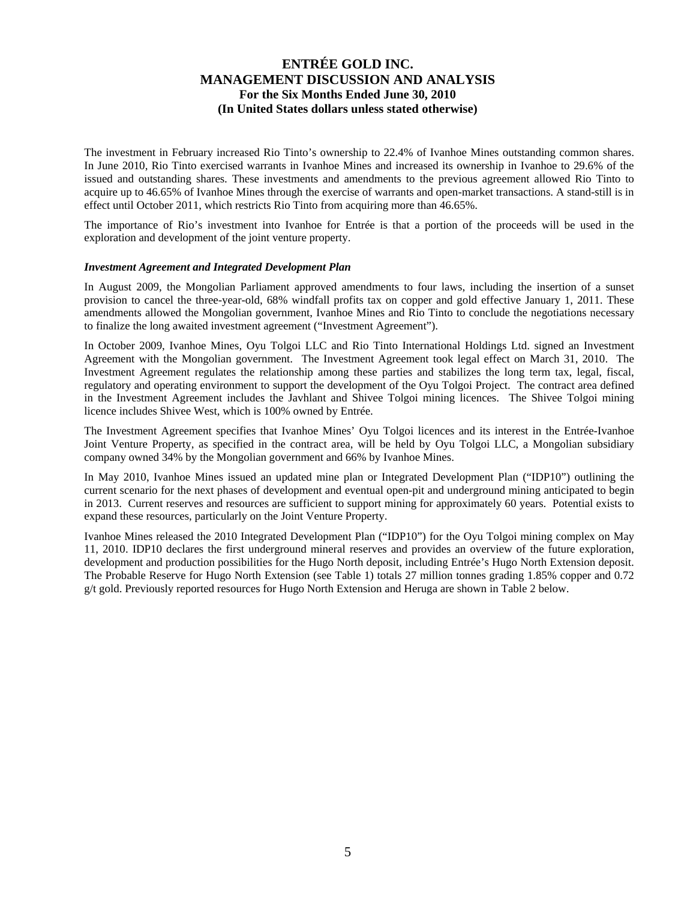The investment in February increased Rio Tinto's ownership to 22.4% of Ivanhoe Mines outstanding common shares. In June 2010, Rio Tinto exercised warrants in Ivanhoe Mines and increased its ownership in Ivanhoe to 29.6% of the issued and outstanding shares. These investments and amendments to the previous agreement allowed Rio Tinto to acquire up to 46.65% of Ivanhoe Mines through the exercise of warrants and open-market transactions. A stand-still is in effect until October 2011, which restricts Rio Tinto from acquiring more than 46.65%.

The importance of Rio's investment into Ivanhoe for Entrée is that a portion of the proceeds will be used in the exploration and development of the joint venture property.

***Investment Agreement and Integrated Development Plan***

In August 2009, the Mongolian Parliament approved amendments to four laws, including the insertion of a sunset provision to cancel the three-year-old, 68% windfall profits tax on copper and gold effective January 1, 2011. These amendments allowed the Mongolian government, Ivanhoe Mines and Rio Tinto to conclude the negotiations necessary to finalize the long awaited investment agreement ("Investment Agreement").

In October 2009, Ivanhoe Mines, Oyu Tolgoi LLC and Rio Tinto International Holdings Ltd. signed an Investment Agreement with the Mongolian government. The Investment Agreement took legal effect on March 31, 2010. The Investment Agreement regulates the relationship among these parties and stabilizes the long term tax, legal, fiscal, regulatory and operating environment to support the development of the Oyu Tolgoi Project. The contract area defined in the Investment Agreement includes the Javhlant and Shivee Tolgoi mining licences. The Shivee Tolgoi mining licence includes Shivee West, which is 100% owned by Entrée.

The Investment Agreement specifies that Ivanhoe Mines' Oyu Tolgoi licences and its interest in the Entrée-Ivanhoe Joint Venture Property, as specified in the contract area, will be held by Oyu Tolgoi LLC, a Mongolian subsidiary company owned 34% by the Mongolian government and 66% by Ivanhoe Mines.

In May 2010, Ivanhoe Mines issued an updated mine plan or Integrated Development Plan ("IDP10") outlining the current scenario for the next phases of development and eventual open-pit and underground mining anticipated to begin in 2013. Current reserves and resources are sufficient to support mining for approximately 60 years. Potential exists to expand these resources, particularly on the Joint Venture Property.

Ivanhoe Mines released the 2010 Integrated Development Plan ("IDP10") for the Oyu Tolgoi mining complex on May 11, 2010. IDP10 declares the first underground mineral reserves and provides an overview of the future exploration, development and production possibilities for the Hugo North deposit, including Entrée's Hugo North Extension deposit. The Probable Reserve for Hugo North Extension (see Table 1) totals 27 million tonnes grading 1.85% copper and 0.72 g/t gold. Previously reported resources for Hugo North Extension and Heruga are shown in Table 2 below.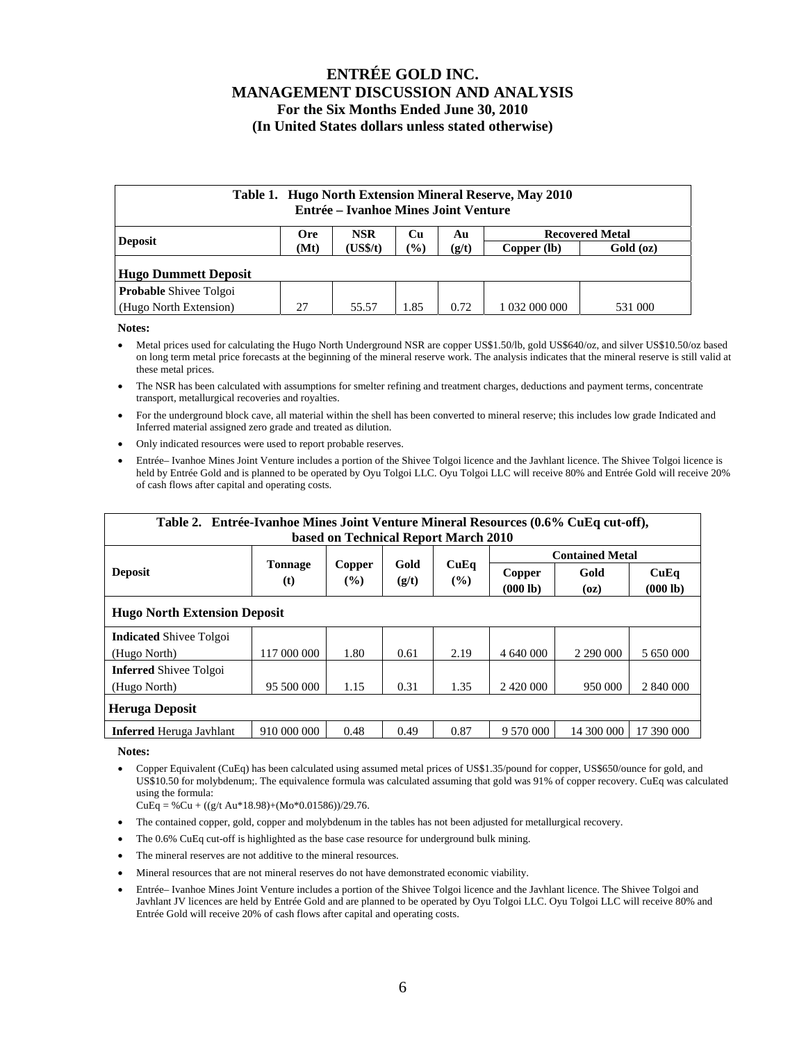# ENTRÉE GOLD INC.
# MANAGEMENT DISCUSSION AND ANALYSIS
## For the Six Months Ended June 30, 2010
## (In United States dollars unless stated otherwise)

**Table 1. Hugo North Extension Mineral Reserve, May 2010**
**Entrée – Ivanhoe Mines Joint Venture**

| Deposit | Ore (Mt) | NSR (US$/t) | Cu (%) | Au (g/t) | Recovered Metal | |
|---|---|---|---|---|---|---|
| | | | | | Copper (lb) | Gold (oz) |
| **Hugo Dummett Deposit** | | | | | | |
| **Probable** Shivee Tolgoi (Hugo North Extension) | 27 | 55.57 | 1.85 | 0.72 | 1 032 000 000 | 531 000 |

**Notes:**

- Metal prices used for calculating the Hugo North Underground NSR are copper US$1.50/lb, gold US$640/oz, and silver US$10.50/oz based on long term metal price forecasts at the beginning of the mineral reserve work. The analysis indicates that the mineral reserve is still valid at these metal prices.
- The NSR has been calculated with assumptions for smelter refining and treatment charges, deductions and payment terms, concentrate transport, metallurgical recoveries and royalties.
- For the underground block cave, all material within the shell has been converted to mineral reserve; this includes low grade Indicated and Inferred material assigned zero grade and treated as dilution.
- Only indicated resources were used to report probable reserves.
- Entrée– Ivanhoe Mines Joint Venture includes a portion of the Shivee Tolgoi licence and the Javhlant licence. The Shivee Tolgoi licence is held by Entrée Gold and is planned to be operated by Oyu Tolgoi LLC. Oyu Tolgoi LLC will receive 80% and Entrée Gold will receive 20% of cash flows after capital and operating costs.

**Table 2. Entrée-Ivanhoe Mines Joint Venture Mineral Resources (0.6% CuEq cut-off), based on Technical Report March 2010**

| Deposit | Tonnage (t) | Copper (%) | Gold (g/t) | CuEq (%) | Contained Metal | | |
|---|---|---|---|---|---|---|---|
| | | | | | Copper (000 lb) | Gold (oz) | CuEq (000 lb) |
| **Hugo North Extension Deposit** | | | | | | | |
| **Indicated** Shivee Tolgoi (Hugo North) | 117 000 000 | 1.80 | 0.61 | 2.19 | 4 640 000 | 2 290 000 | 5 650 000 |
| **Inferred** Shivee Tolgoi (Hugo North) | 95 500 000 | 1.15 | 0.31 | 1.35 | 2 420 000 | 950 000 | 2 840 000 |
| **Heruga Deposit** | | | | | | | |
| **Inferred** Heruga Javhlant | 910 000 000 | 0.48 | 0.49 | 0.87 | 9 570 000 | 14 300 000 | 17 390 000 |

**Notes:**

- Copper Equivalent (CuEq) has been calculated using assumed metal prices of US$1.35/pound for copper, US$650/ounce for gold, and US$10.50 for molybdenum;. The equivalence formula was calculated assuming that gold was 91% of copper recovery. CuEq was calculated using the formula:
  CuEq = %Cu + ((g/t Au*18.98)+(Mo*0.01586))/29.76.
- The contained copper, gold, copper and molybdenum in the tables has not been adjusted for metallurgical recovery.
- The 0.6% CuEq cut-off is highlighted as the base case resource for underground bulk mining.
- The mineral reserves are not additive to the mineral resources.
- Mineral resources that are not mineral reserves do not have demonstrated economic viability.
- Entrée– Ivanhoe Mines Joint Venture includes a portion of the Shivee Tolgoi licence and the Javhlant licence. The Shivee Tolgoi and Javhlant JV licences are held by Entrée Gold and are planned to be operated by Oyu Tolgoi LLC. Oyu Tolgoi LLC will receive 80% and Entrée Gold will receive 20% of cash flows after capital and operating costs.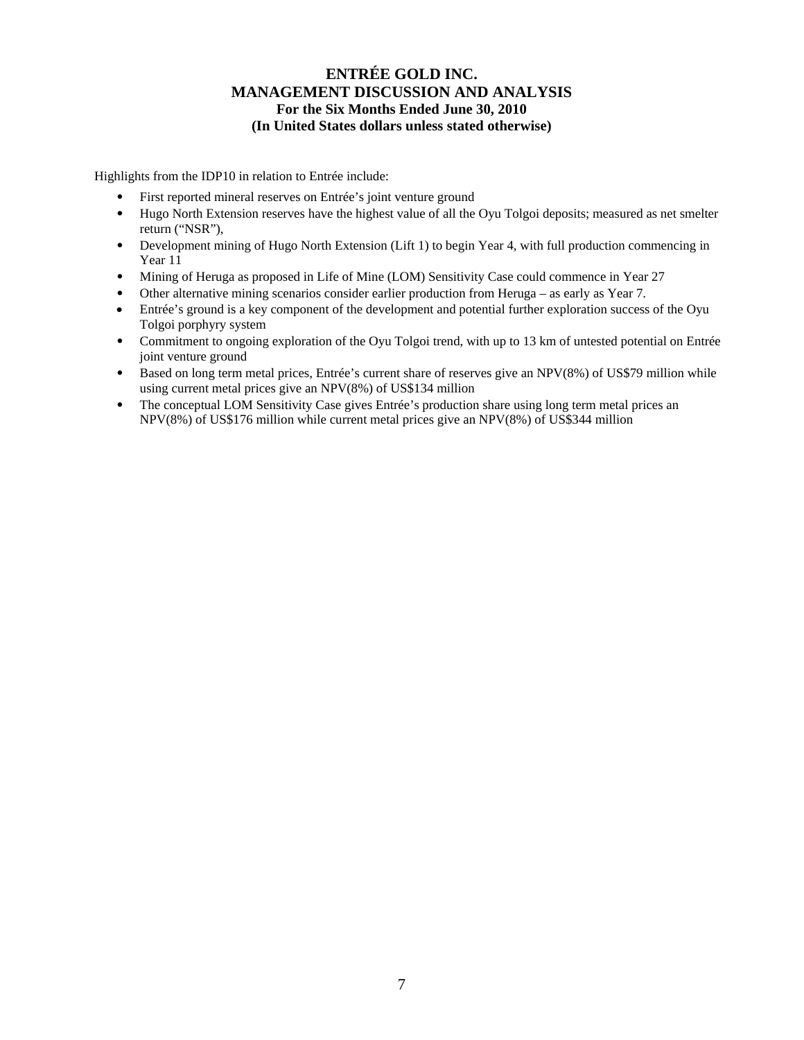Highlights from the IDP10 in relation to Entrée include:

- First reported mineral reserves on Entrée's joint venture ground
- Hugo North Extension reserves have the highest value of all the Oyu Tolgoi deposits; measured as net smelter return ("NSR"),
- Development mining of Hugo North Extension (Lift 1) to begin Year 4, with full production commencing in Year 11
- Mining of Heruga as proposed in Life of Mine (LOM) Sensitivity Case could commence in Year 27
- Other alternative mining scenarios consider earlier production from Heruga – as early as Year 7.
- Entrée's ground is a key component of the development and potential further exploration success of the Oyu Tolgoi porphyry system
- Commitment to ongoing exploration of the Oyu Tolgoi trend, with up to 13 km of untested potential on Entrée joint venture ground
- Based on long term metal prices, Entrée's current share of reserves give an NPV(8%) of US$79 million while using current metal prices give an NPV(8%) of US$134 million
- The conceptual LOM Sensitivity Case gives Entrée's production share using long term metal prices an NPV(8%) of US$176 million while current metal prices give an NPV(8%) of US$344 million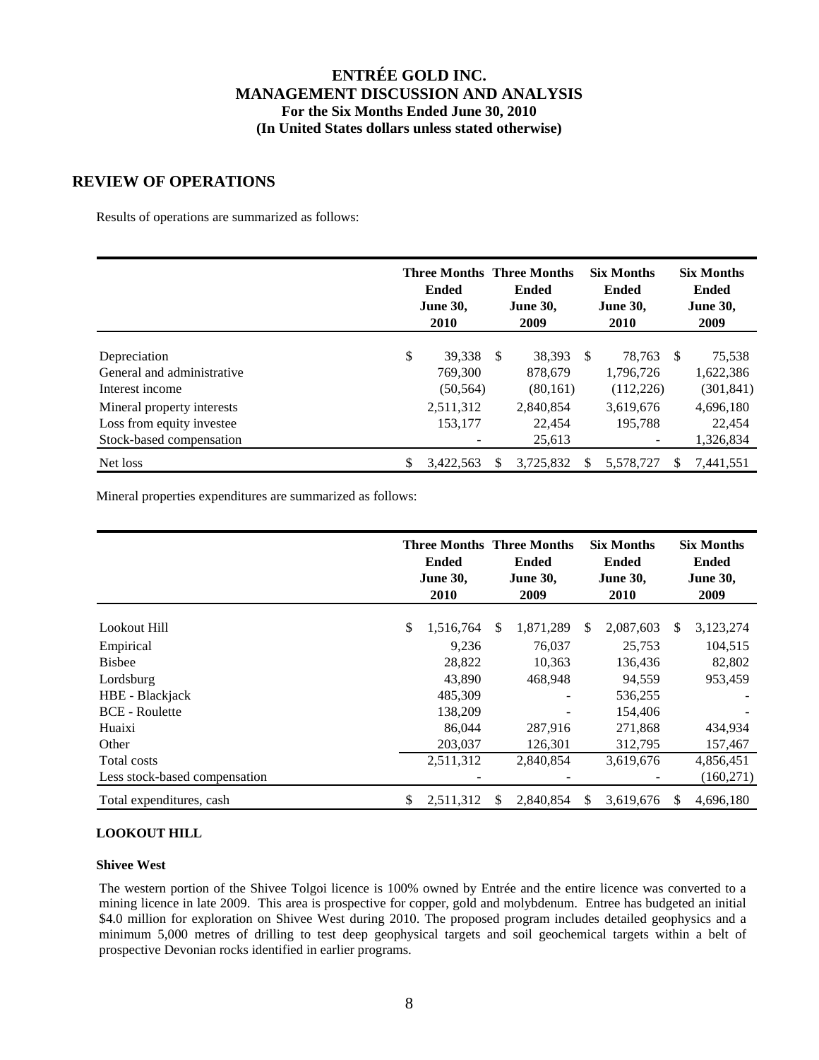# ENTRÉE GOLD INC.
# MANAGEMENT DISCUSSION AND ANALYSIS
### For the Six Months Ended June 30, 2010
### (In United States dollars unless stated otherwise)

## REVIEW OF OPERATIONS

Results of operations are summarized as follows:

| | Three Months Ended June 30, 2010 | Three Months Ended June 30, 2009 | Six Months Ended June 30, 2010 | Six Months Ended June 30, 2009 |
|---|---|---|---|---|
| Depreciation | $ 39,338 | $ 38,393 | $ 78,763 | $ 75,538 |
| General and administrative | 769,300 | 878,679 | 1,796,726 | 1,622,386 |
| Interest income | (50,564) | (80,161) | (112,226) | (301,841) |
| Mineral property interests | 2,511,312 | 2,840,854 | 3,619,676 | 4,696,180 |
| Loss from equity investee | 153,177 | 22,454 | 195,788 | 22,454 |
| Stock-based compensation | - | 25,613 | - | 1,326,834 |
| Net loss | $ 3,422,563 | $ 3,725,832 | $ 5,578,727 | $ 7,441,551 |

Mineral properties expenditures are summarized as follows:

| | Three Months Ended June 30, 2010 | Three Months Ended June 30, 2009 | Six Months Ended June 30, 2010 | Six Months Ended June 30, 2009 |
|---|---|---|---|---|
| Lookout Hill | $ 1,516,764 | $ 1,871,289 | $ 2,087,603 | $ 3,123,274 |
| Empirical | 9,236 | 76,037 | 25,753 | 104,515 |
| Bisbee | 28,822 | 10,363 | 136,436 | 82,802 |
| Lordsburg | 43,890 | 468,948 | 94,559 | 953,459 |
| HBE - Blackjack | 485,309 | - | 536,255 | - |
| BCE - Roulette | 138,209 | - | 154,406 | - |
| Huaixi | 86,044 | 287,916 | 271,868 | 434,934 |
| Other | 203,037 | 126,301 | 312,795 | 157,467 |
| Total costs | 2,511,312 | 2,840,854 | 3,619,676 | 4,856,451 |
| Less stock-based compensation | - | - | - | (160,271) |
| Total expenditures, cash | $ 2,511,312 | $ 2,840,854 | $ 3,619,676 | $ 4,696,180 |

### LOOKOUT HILL

#### Shivee West

The western portion of the Shivee Tolgoi licence is 100% owned by Entrée and the entire licence was converted to a mining licence in late 2009. This area is prospective for copper, gold and molybdenum. Entree has budgeted an initial $4.0 million for exploration on Shivee West during 2010. The proposed program includes detailed geophysics and a minimum 5,000 metres of drilling to test deep geophysical targets and soil geochemical targets within a belt of prospective Devonian rocks identified in earlier programs.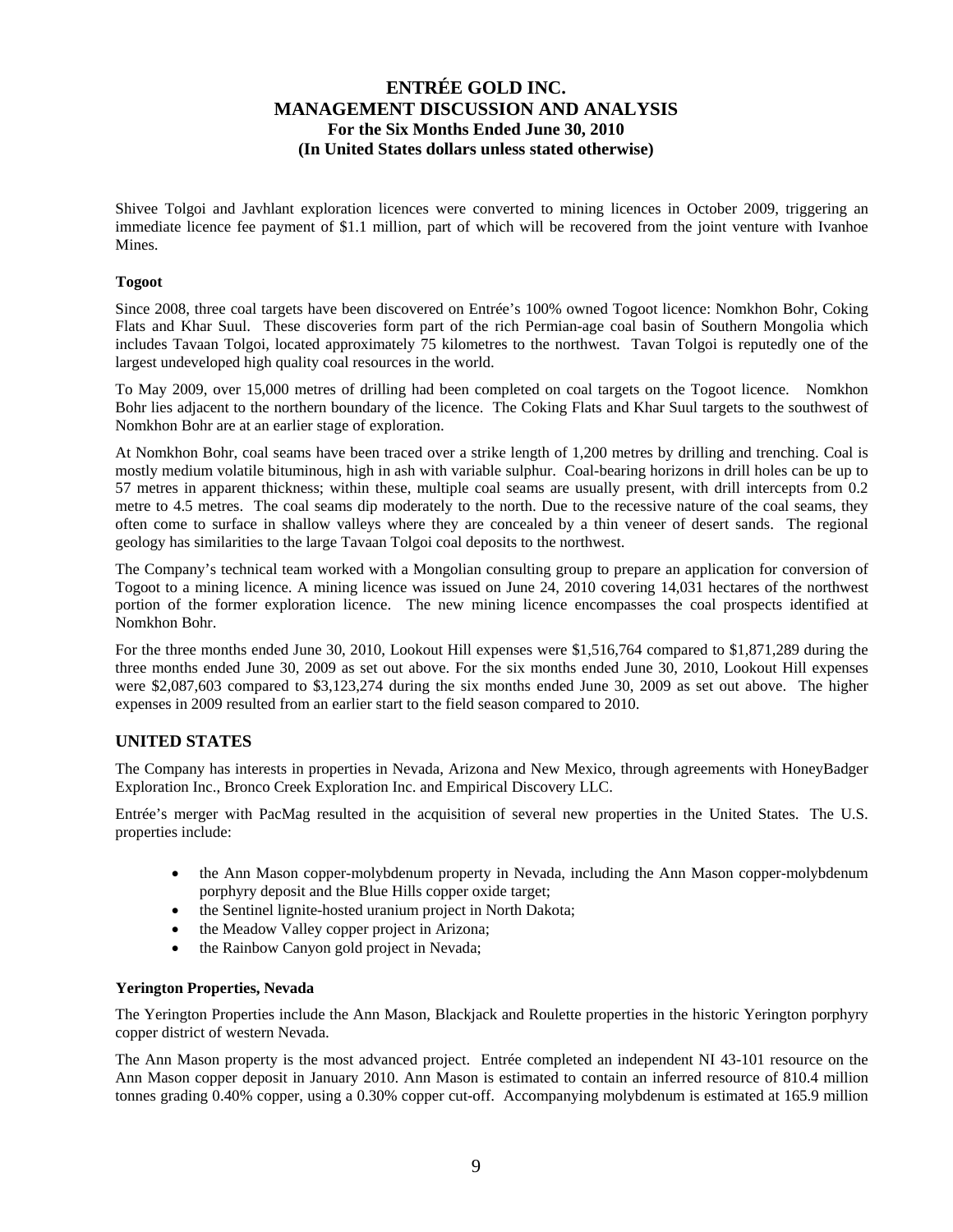Shivee Tolgoi and Javhlant exploration licences were converted to mining licences in October 2009, triggering an immediate licence fee payment of $1.1 million, part of which will be recovered from the joint venture with Ivanhoe Mines.

**Togoot**

Since 2008, three coal targets have been discovered on Entrée's 100% owned Togoot licence: Nomkhon Bohr, Coking Flats and Khar Suul. These discoveries form part of the rich Permian-age coal basin of Southern Mongolia which includes Tavaan Tolgoi, located approximately 75 kilometres to the northwest. Tavan Tolgoi is reputedly one of the largest undeveloped high quality coal resources in the world.

To May 2009, over 15,000 metres of drilling had been completed on coal targets on the Togoot licence. Nomkhon Bohr lies adjacent to the northern boundary of the licence. The Coking Flats and Khar Suul targets to the southwest of Nomkhon Bohr are at an earlier stage of exploration.

At Nomkhon Bohr, coal seams have been traced over a strike length of 1,200 metres by drilling and trenching. Coal is mostly medium volatile bituminous, high in ash with variable sulphur. Coal-bearing horizons in drill holes can be up to 57 metres in apparent thickness; within these, multiple coal seams are usually present, with drill intercepts from 0.2 metre to 4.5 metres. The coal seams dip moderately to the north. Due to the recessive nature of the coal seams, they often come to surface in shallow valleys where they are concealed by a thin veneer of desert sands. The regional geology has similarities to the large Tavaan Tolgoi coal deposits to the northwest.

The Company's technical team worked with a Mongolian consulting group to prepare an application for conversion of Togoot to a mining licence. A mining licence was issued on June 24, 2010 covering 14,031 hectares of the northwest portion of the former exploration licence. The new mining licence encompasses the coal prospects identified at Nomkhon Bohr.

For the three months ended June 30, 2010, Lookout Hill expenses were $1,516,764 compared to $1,871,289 during the three months ended June 30, 2009 as set out above. For the six months ended June 30, 2010, Lookout Hill expenses were $2,087,603 compared to $3,123,274 during the six months ended June 30, 2009 as set out above. The higher expenses in 2009 resulted from an earlier start to the field season compared to 2010.

## UNITED STATES

The Company has interests in properties in Nevada, Arizona and New Mexico, through agreements with HoneyBadger Exploration Inc., Bronco Creek Exploration Inc. and Empirical Discovery LLC.

Entrée's merger with PacMag resulted in the acquisition of several new properties in the United States. The U.S. properties include:

- the Ann Mason copper-molybdenum property in Nevada, including the Ann Mason copper-molybdenum porphyry deposit and the Blue Hills copper oxide target;
- the Sentinel lignite-hosted uranium project in North Dakota;
- the Meadow Valley copper project in Arizona;
- the Rainbow Canyon gold project in Nevada;

**Yerington Properties, Nevada**

The Yerington Properties include the Ann Mason, Blackjack and Roulette properties in the historic Yerington porphyry copper district of western Nevada.

The Ann Mason property is the most advanced project. Entrée completed an independent NI 43-101 resource on the Ann Mason copper deposit in January 2010. Ann Mason is estimated to contain an inferred resource of 810.4 million tonnes grading 0.40% copper, using a 0.30% copper cut-off. Accompanying molybdenum is estimated at 165.9 million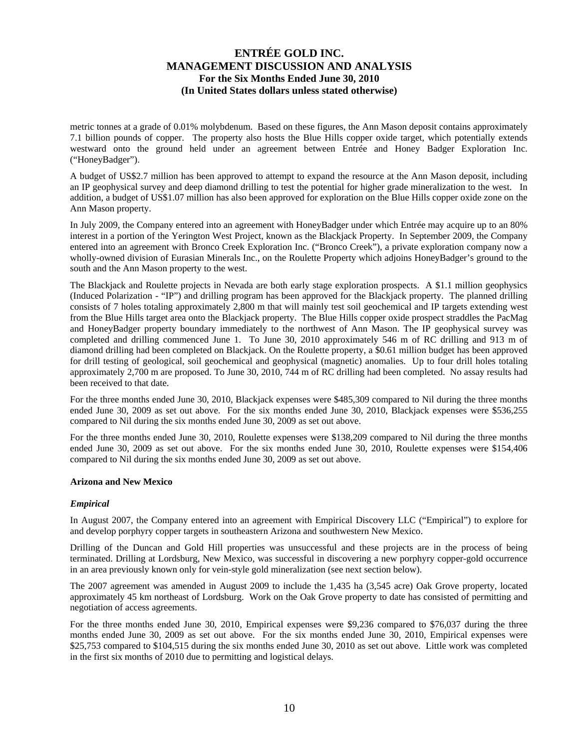metric tonnes at a grade of 0.01% molybdenum. Based on these figures, the Ann Mason deposit contains approximately 7.1 billion pounds of copper. The property also hosts the Blue Hills copper oxide target, which potentially extends westward onto the ground held under an agreement between Entrée and Honey Badger Exploration Inc. ("HoneyBadger").

A budget of US$2.7 million has been approved to attempt to expand the resource at the Ann Mason deposit, including an IP geophysical survey and deep diamond drilling to test the potential for higher grade mineralization to the west. In addition, a budget of US$1.07 million has also been approved for exploration on the Blue Hills copper oxide zone on the Ann Mason property.

In July 2009, the Company entered into an agreement with HoneyBadger under which Entrée may acquire up to an 80% interest in a portion of the Yerington West Project, known as the Blackjack Property. In September 2009, the Company entered into an agreement with Bronco Creek Exploration Inc. ("Bronco Creek"), a private exploration company now a wholly-owned division of Eurasian Minerals Inc., on the Roulette Property which adjoins HoneyBadger's ground to the south and the Ann Mason property to the west.

The Blackjack and Roulette projects in Nevada are both early stage exploration prospects. A $1.1 million geophysics (Induced Polarization - "IP") and drilling program has been approved for the Blackjack property. The planned drilling consists of 7 holes totaling approximately 2,800 m that will mainly test soil geochemical and IP targets extending west from the Blue Hills target area onto the Blackjack property. The Blue Hills copper oxide prospect straddles the PacMag and HoneyBadger property boundary immediately to the northwest of Ann Mason. The IP geophysical survey was completed and drilling commenced June 1. To June 30, 2010 approximately 546 m of RC drilling and 913 m of diamond drilling had been completed on Blackjack. On the Roulette property, a $0.61 million budget has been approved for drill testing of geological, soil geochemical and geophysical (magnetic) anomalies. Up to four drill holes totaling approximately 2,700 m are proposed. To June 30, 2010, 744 m of RC drilling had been completed. No assay results had been received to that date.

For the three months ended June 30, 2010, Blackjack expenses were $485,309 compared to Nil during the three months ended June 30, 2009 as set out above. For the six months ended June 30, 2010, Blackjack expenses were $536,255 compared to Nil during the six months ended June 30, 2009 as set out above.

For the three months ended June 30, 2010, Roulette expenses were $138,209 compared to Nil during the three months ended June 30, 2009 as set out above. For the six months ended June 30, 2010, Roulette expenses were $154,406 compared to Nil during the six months ended June 30, 2009 as set out above.

**Arizona and New Mexico**

***Empirical***

In August 2007, the Company entered into an agreement with Empirical Discovery LLC ("Empirical") to explore for and develop porphyry copper targets in southeastern Arizona and southwestern New Mexico.

Drilling of the Duncan and Gold Hill properties was unsuccessful and these projects are in the process of being terminated. Drilling at Lordsburg, New Mexico, was successful in discovering a new porphyry copper-gold occurrence in an area previously known only for vein-style gold mineralization (see next section below).

The 2007 agreement was amended in August 2009 to include the 1,435 ha (3,545 acre) Oak Grove property, located approximately 45 km northeast of Lordsburg. Work on the Oak Grove property to date has consisted of permitting and negotiation of access agreements.

For the three months ended June 30, 2010, Empirical expenses were $9,236 compared to $76,037 during the three months ended June 30, 2009 as set out above. For the six months ended June 30, 2010, Empirical expenses were $25,753 compared to $104,515 during the six months ended June 30, 2010 as set out above. Little work was completed in the first six months of 2010 due to permitting and logistical delays.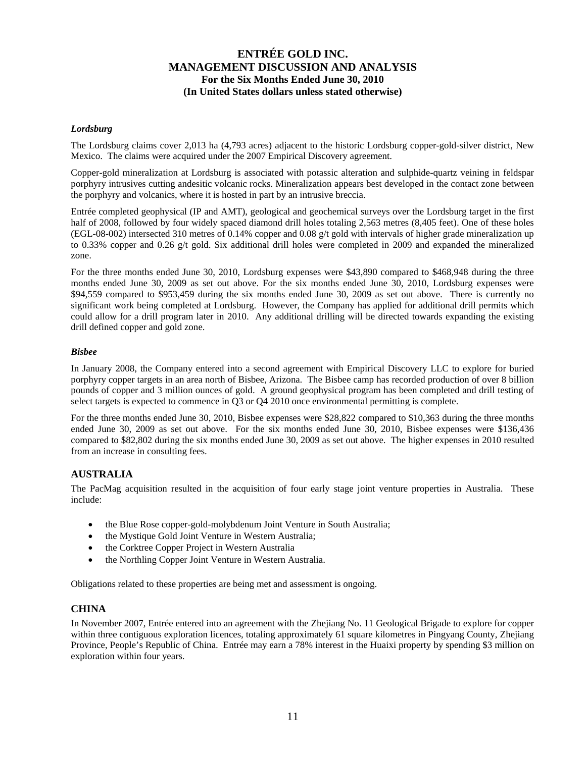### *Lordsburg*

The Lordsburg claims cover 2,013 ha (4,793 acres) adjacent to the historic Lordsburg copper-gold-silver district, New Mexico. The claims were acquired under the 2007 Empirical Discovery agreement.

Copper-gold mineralization at Lordsburg is associated with potassic alteration and sulphide-quartz veining in feldspar porphyry intrusives cutting andesitic volcanic rocks. Mineralization appears best developed in the contact zone between the porphyry and volcanics, where it is hosted in part by an intrusive breccia.

Entrée completed geophysical (IP and AMT), geological and geochemical surveys over the Lordsburg target in the first half of 2008, followed by four widely spaced diamond drill holes totaling 2,563 metres (8,405 feet). One of these holes (EGL-08-002) intersected 310 metres of 0.14% copper and 0.08 g/t gold with intervals of higher grade mineralization up to 0.33% copper and 0.26 g/t gold. Six additional drill holes were completed in 2009 and expanded the mineralized zone.

For the three months ended June 30, 2010, Lordsburg expenses were $43,890 compared to $468,948 during the three months ended June 30, 2009 as set out above. For the six months ended June 30, 2010, Lordsburg expenses were $94,559 compared to $953,459 during the six months ended June 30, 2009 as set out above. There is currently no significant work being completed at Lordsburg. However, the Company has applied for additional drill permits which could allow for a drill program later in 2010. Any additional drilling will be directed towards expanding the existing drill defined copper and gold zone.

### *Bisbee*

In January 2008, the Company entered into a second agreement with Empirical Discovery LLC to explore for buried porphyry copper targets in an area north of Bisbee, Arizona. The Bisbee camp has recorded production of over 8 billion pounds of copper and 3 million ounces of gold. A ground geophysical program has been completed and drill testing of select targets is expected to commence in Q3 or Q4 2010 once environmental permitting is complete.

For the three months ended June 30, 2010, Bisbee expenses were $28,822 compared to $10,363 during the three months ended June 30, 2009 as set out above. For the six months ended June 30, 2010, Bisbee expenses were $136,436 compared to $82,802 during the six months ended June 30, 2009 as set out above. The higher expenses in 2010 resulted from an increase in consulting fees.

## AUSTRALIA

The PacMag acquisition resulted in the acquisition of four early stage joint venture properties in Australia. These include:

- the Blue Rose copper-gold-molybdenum Joint Venture in South Australia;
- the Mystique Gold Joint Venture in Western Australia;
- the Corktree Copper Project in Western Australia
- the Northling Copper Joint Venture in Western Australia.

Obligations related to these properties are being met and assessment is ongoing.

## CHINA

In November 2007, Entrée entered into an agreement with the Zhejiang No. 11 Geological Brigade to explore for copper within three contiguous exploration licences, totaling approximately 61 square kilometres in Pingyang County, Zhejiang Province, People's Republic of China. Entrée may earn a 78% interest in the Huaixi property by spending $3 million on exploration within four years.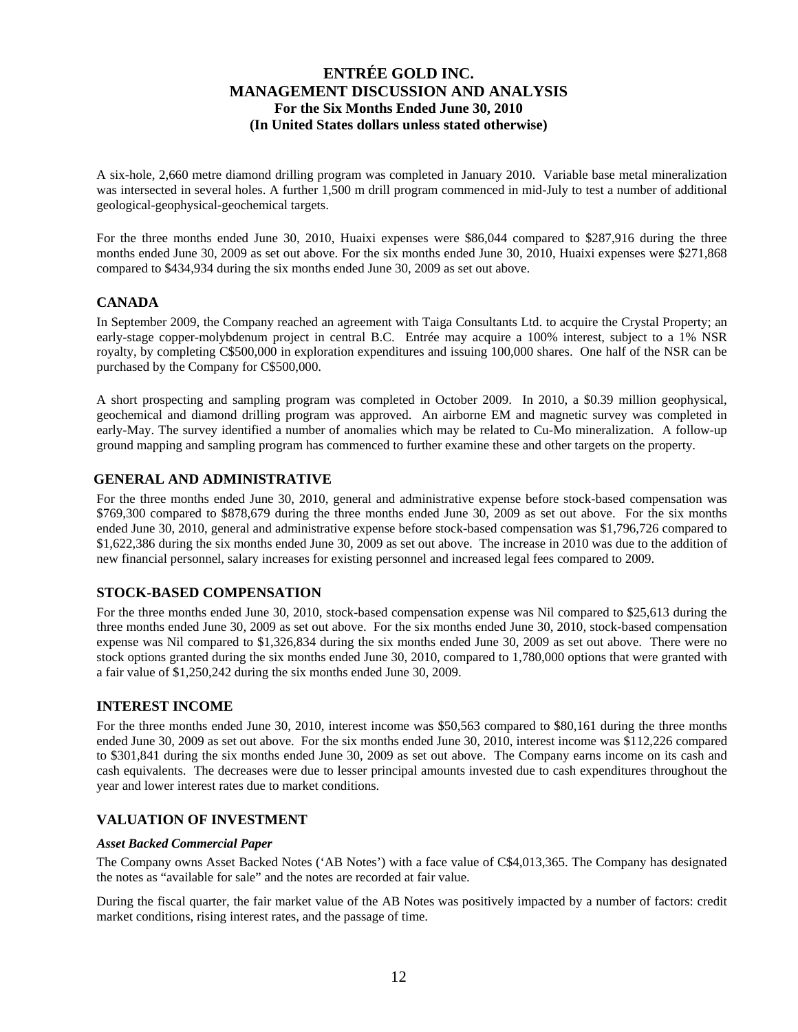A six-hole, 2,660 metre diamond drilling program was completed in January 2010. Variable base metal mineralization was intersected in several holes. A further 1,500 m drill program commenced in mid-July to test a number of additional geological-geophysical-geochemical targets.

For the three months ended June 30, 2010, Huaixi expenses were $86,044 compared to $287,916 during the three months ended June 30, 2009 as set out above. For the six months ended June 30, 2010, Huaixi expenses were $271,868 compared to $434,934 during the six months ended June 30, 2009 as set out above.

## CANADA

In September 2009, the Company reached an agreement with Taiga Consultants Ltd. to acquire the Crystal Property; an early-stage copper-molybdenum project in central B.C. Entrée may acquire a 100% interest, subject to a 1% NSR royalty, by completing C$500,000 in exploration expenditures and issuing 100,000 shares. One half of the NSR can be purchased by the Company for C$500,000.

A short prospecting and sampling program was completed in October 2009. In 2010, a $0.39 million geophysical, geochemical and diamond drilling program was approved. An airborne EM and magnetic survey was completed in early-May. The survey identified a number of anomalies which may be related to Cu-Mo mineralization. A follow-up ground mapping and sampling program has commenced to further examine these and other targets on the property.

## GENERAL AND ADMINISTRATIVE

For the three months ended June 30, 2010, general and administrative expense before stock-based compensation was $769,300 compared to $878,679 during the three months ended June 30, 2009 as set out above. For the six months ended June 30, 2010, general and administrative expense before stock-based compensation was $1,796,726 compared to $1,622,386 during the six months ended June 30, 2009 as set out above. The increase in 2010 was due to the addition of new financial personnel, salary increases for existing personnel and increased legal fees compared to 2009.

## STOCK-BASED COMPENSATION

For the three months ended June 30, 2010, stock-based compensation expense was Nil compared to $25,613 during the three months ended June 30, 2009 as set out above. For the six months ended June 30, 2010, stock-based compensation expense was Nil compared to $1,326,834 during the six months ended June 30, 2009 as set out above. There were no stock options granted during the six months ended June 30, 2010, compared to 1,780,000 options that were granted with a fair value of $1,250,242 during the six months ended June 30, 2009.

## INTEREST INCOME

For the three months ended June 30, 2010, interest income was $50,563 compared to $80,161 during the three months ended June 30, 2009 as set out above. For the six months ended June 30, 2010, interest income was $112,226 compared to $301,841 during the six months ended June 30, 2009 as set out above. The Company earns income on its cash and cash equivalents. The decreases were due to lesser principal amounts invested due to cash expenditures throughout the year and lower interest rates due to market conditions.

## VALUATION OF INVESTMENT

### *Asset Backed Commercial Paper*

The Company owns Asset Backed Notes ('AB Notes') with a face value of C$4,013,365. The Company has designated the notes as "available for sale" and the notes are recorded at fair value.

During the fiscal quarter, the fair market value of the AB Notes was positively impacted by a number of factors: credit market conditions, rising interest rates, and the passage of time.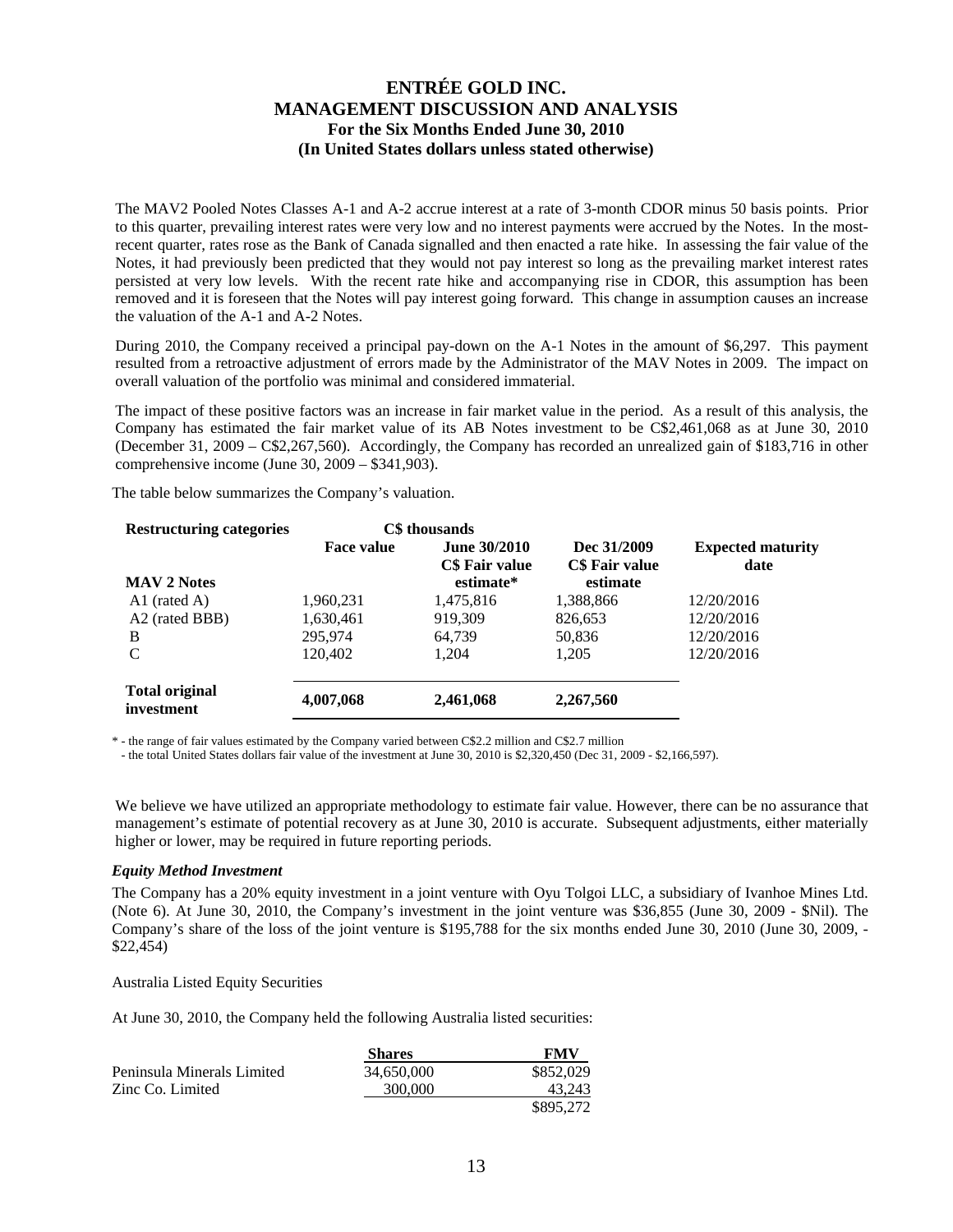The MAV2 Pooled Notes Classes A-1 and A-2 accrue interest at a rate of 3-month CDOR minus 50 basis points. Prior to this quarter, prevailing interest rates were very low and no interest payments were accrued by the Notes. In the most-recent quarter, rates rose as the Bank of Canada signalled and then enacted a rate hike. In assessing the fair value of the Notes, it had previously been predicted that they would not pay interest so long as the prevailing market interest rates persisted at very low levels. With the recent rate hike and accompanying rise in CDOR, this assumption has been removed and it is foreseen that the Notes will pay interest going forward. This change in assumption causes an increase the valuation of the A-1 and A-2 Notes.

During 2010, the Company received a principal pay-down on the A-1 Notes in the amount of $6,297. This payment resulted from a retroactive adjustment of errors made by the Administrator of the MAV Notes in 2009. The impact on overall valuation of the portfolio was minimal and considered immaterial.

The impact of these positive factors was an increase in fair market value in the period. As a result of this analysis, the Company has estimated the fair market value of its AB Notes investment to be C$2,461,068 as at June 30, 2010 (December 31, 2009 – C$2,267,560). Accordingly, the Company has recorded an unrealized gain of $183,716 in other comprehensive income (June 30, 2009 – $341,903).

The table below summarizes the Company's valuation.

| **Restructuring categories** | **C$ thousands** | | | |
|---|---|---|---|---|
| **MAV 2 Notes** | **Face value** | **June 30/2010 C$ Fair value estimate*** | **Dec 31/2009 C$ Fair value estimate** | **Expected maturity date** |
| A1 (rated A) | 1,960,231 | 1,475,816 | 1,388,866 | 12/20/2016 |
| A2 (rated BBB) | 1,630,461 | 919,309 | 826,653 | 12/20/2016 |
| B | 295,974 | 64,739 | 50,836 | 12/20/2016 |
| C | 120,402 | 1,204 | 1,205 | 12/20/2016 |
| **Total original investment** | **4,007,068** | **2,461,068** | **2,267,560** | |

\* - the range of fair values estimated by the Company varied between C$2.2 million and C$2.7 million

- the total United States dollars fair value of the investment at June 30, 2010 is $2,320,450 (Dec 31, 2009 - $2,166,597).

We believe we have utilized an appropriate methodology to estimate fair value. However, there can be no assurance that management's estimate of potential recovery as at June 30, 2010 is accurate. Subsequent adjustments, either materially higher or lower, may be required in future reporting periods.

***Equity Method Investment***

The Company has a 20% equity investment in a joint venture with Oyu Tolgoi LLC, a subsidiary of Ivanhoe Mines Ltd. (Note 6). At June 30, 2010, the Company's investment in the joint venture was $36,855 (June 30, 2009 - $Nil). The Company's share of the loss of the joint venture is $195,788 for the six months ended June 30, 2010 (June 30, 2009, - $22,454)

Australia Listed Equity Securities

At June 30, 2010, the Company held the following Australia listed securities:

| | **Shares** | **FMV** |
|---|---|---|
| Peninsula Minerals Limited | 34,650,000 | $852,029 |
| Zinc Co. Limited | 300,000 | 43,243 |
| | | $895,272 |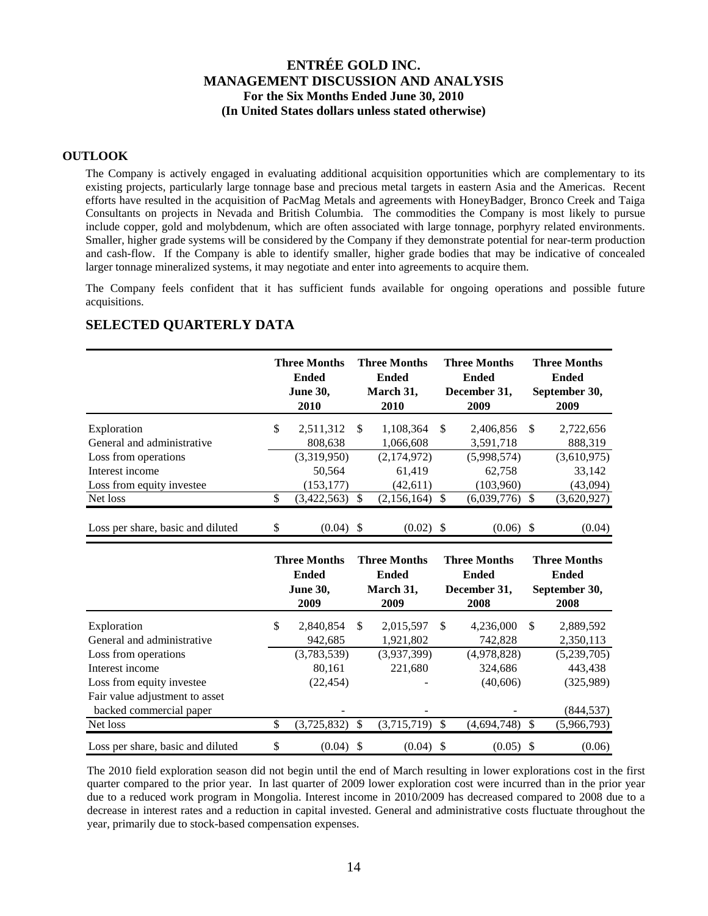## OUTLOOK

The Company is actively engaged in evaluating additional acquisition opportunities which are complementary to its existing projects, particularly large tonnage base and precious metal targets in eastern Asia and the Americas. Recent efforts have resulted in the acquisition of PacMag Metals and agreements with HoneyBadger, Bronco Creek and Taiga Consultants on projects in Nevada and British Columbia. The commodities the Company is most likely to pursue include copper, gold and molybdenum, which are often associated with large tonnage, porphyry related environments. Smaller, higher grade systems will be considered by the Company if they demonstrate potential for near-term production and cash-flow. If the Company is able to identify smaller, higher grade bodies that may be indicative of concealed larger tonnage mineralized systems, it may negotiate and enter into agreements to acquire them.

The Company feels confident that it has sufficient funds available for ongoing operations and possible future acquisitions.

## SELECTED QUARTERLY DATA

| | Three Months Ended June 30, 2010 | Three Months Ended March 31, 2010 | Three Months Ended December 31, 2009 | Three Months Ended September 30, 2009 |
|---|---|---|---|---|
| Exploration | $ 2,511,312 | $ 1,108,364 | $ 2,406,856 | $ 2,722,656 |
| General and administrative | 808,638 | 1,066,608 | 3,591,718 | 888,319 |
| Loss from operations | (3,319,950) | (2,174,972) | (5,998,574) | (3,610,975) |
| Interest income | 50,564 | 61,419 | 62,758 | 33,142 |
| Loss from equity investee | (153,177) | (42,611) | (103,960) | (43,094) |
| Net loss | $ (3,422,563) | $ (2,156,164) | $ (6,039,776) | $ (3,620,927) |
| Loss per share, basic and diluted | $ (0.04) | $ (0.02) | $ (0.06) | $ (0.04) |

| | Three Months Ended June 30, 2009 | Three Months Ended March 31, 2009 | Three Months Ended December 31, 2008 | Three Months Ended September 30, 2008 |
|---|---|---|---|---|
| Exploration | $ 2,840,854 | $ 2,015,597 | $ 4,236,000 | $ 2,889,592 |
| General and administrative | 942,685 | 1,921,802 | 742,828 | 2,350,113 |
| Loss from operations | (3,783,539) | (3,937,399) | (4,978,828) | (5,239,705) |
| Interest income | 80,161 | 221,680 | 324,686 | 443,438 |
| Loss from equity investee | (22,454) | - | (40,606) | (325,989) |
| Fair value adjustment to asset backed commercial paper | - | - | - | (844,537) |
| Net loss | $ (3,725,832) | $ (3,715,719) | $ (4,694,748) | $ (5,966,793) |
| Loss per share, basic and diluted | $ (0.04) | $ (0.04) | $ (0.05) | $ (0.06) |

The 2010 field exploration season did not begin until the end of March resulting in lower explorations cost in the first quarter compared to the prior year. In last quarter of 2009 lower exploration cost were incurred than in the prior year due to a reduced work program in Mongolia. Interest income in 2010/2009 has decreased compared to 2008 due to a decrease in interest rates and a reduction in capital invested. General and administrative costs fluctuate throughout the year, primarily due to stock-based compensation expenses.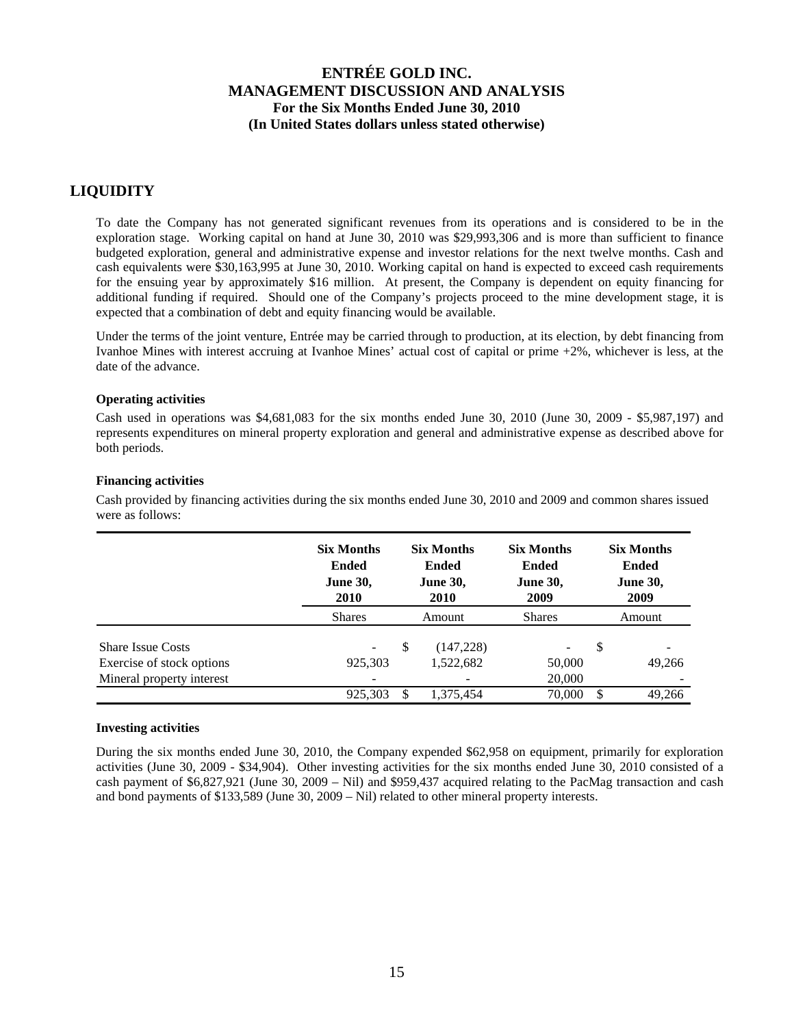## LIQUIDITY

To date the Company has not generated significant revenues from its operations and is considered to be in the exploration stage. Working capital on hand at June 30, 2010 was $29,993,306 and is more than sufficient to finance budgeted exploration, general and administrative expense and investor relations for the next twelve months. Cash and cash equivalents were $30,163,995 at June 30, 2010. Working capital on hand is expected to exceed cash requirements for the ensuing year by approximately $16 million. At present, the Company is dependent on equity financing for additional funding if required. Should one of the Company's projects proceed to the mine development stage, it is expected that a combination of debt and equity financing would be available.

Under the terms of the joint venture, Entrée may be carried through to production, at its election, by debt financing from Ivanhoe Mines with interest accruing at Ivanhoe Mines' actual cost of capital or prime +2%, whichever is less, at the date of the advance.

### Operating activities

Cash used in operations was $4,681,083 for the six months ended June 30, 2010 (June 30, 2009 - $5,987,197) and represents expenditures on mineral property exploration and general and administrative expense as described above for both periods.

### Financing activities

Cash provided by financing activities during the six months ended June 30, 2010 and 2009 and common shares issued were as follows:

| | Six Months Ended June 30, 2010 | Six Months Ended June 30, 2010 | Six Months Ended June 30, 2009 | Six Months Ended June 30, 2009 |
|---|---|---|---|---|
| | Shares | Amount | Shares | Amount |
| Share Issue Costs | - | $ (147,228) | - | $ - |
| Exercise of stock options | 925,303 | 1,522,682 | 50,000 | 49,266 |
| Mineral property interest | - | - | 20,000 | - |
| | 925,303 | $ 1,375,454 | 70,000 | $ 49,266 |

### Investing activities

During the six months ended June 30, 2010, the Company expended $62,958 on equipment, primarily for exploration activities (June 30, 2009 - $34,904). Other investing activities for the six months ended June 30, 2010 consisted of a cash payment of $6,827,921 (June 30, 2009 – Nil) and $959,437 acquired relating to the PacMag transaction and cash and bond payments of $133,589 (June 30, 2009 – Nil) related to other mineral property interests.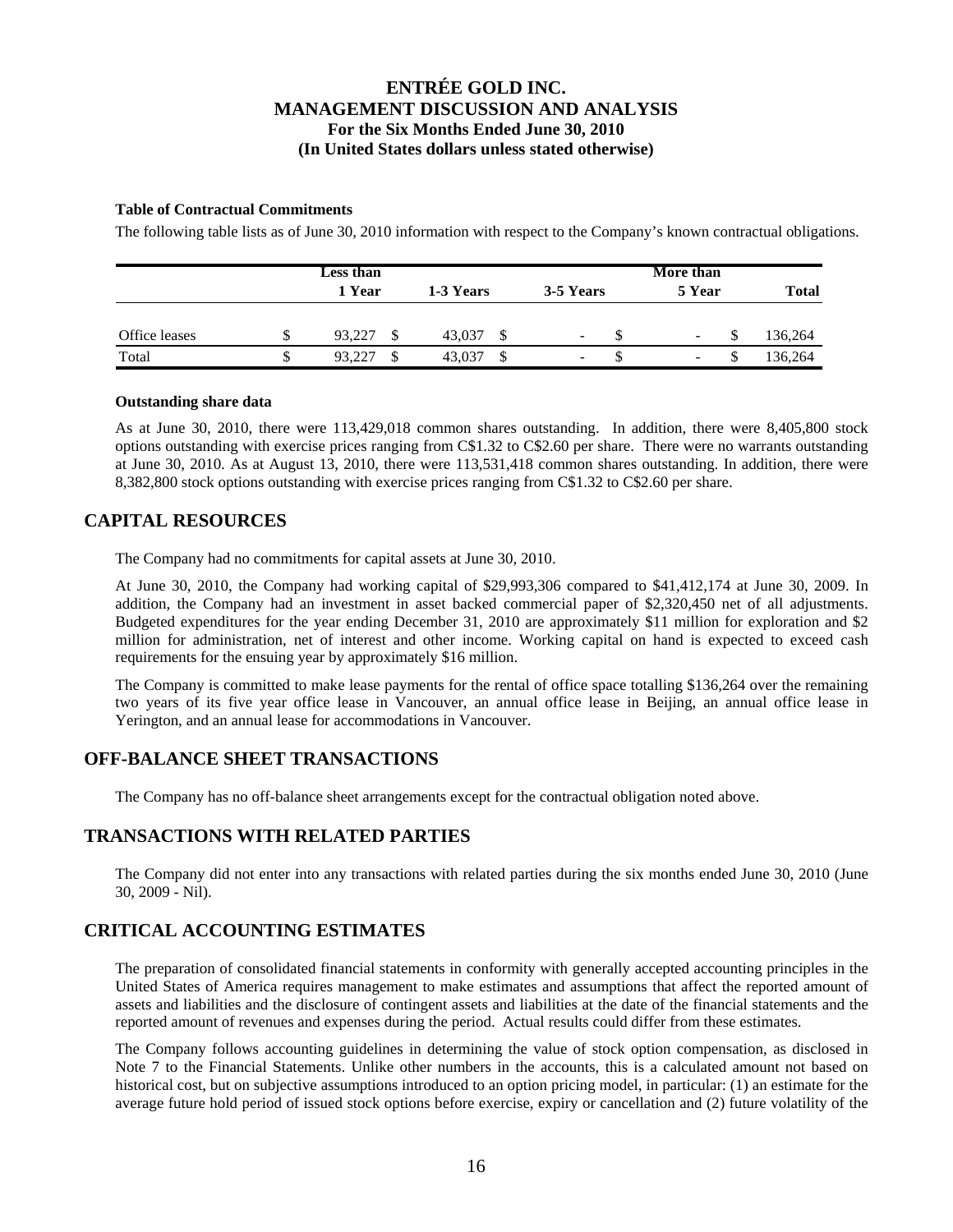### Table of Contractual Commitments

The following table lists as of June 30, 2010 information with respect to the Company's known contractual obligations.

| | Less than 1 Year | 1-3 Years | 3-5 Years | More than 5 Year | Total |
|---|---|---|---|---|---|
| Office leases | $ 93,227 | $ 43,037 | $ - | $ - | $ 136,264 |
| Total | $ 93,227 | $ 43,037 | $ - | $ - | $ 136,264 |

### Outstanding share data

As at June 30, 2010, there were 113,429,018 common shares outstanding. In addition, there were 8,405,800 stock options outstanding with exercise prices ranging from C$1.32 to C$2.60 per share. There were no warrants outstanding at June 30, 2010. As at August 13, 2010, there were 113,531,418 common shares outstanding. In addition, there were 8,382,800 stock options outstanding with exercise prices ranging from C$1.32 to C$2.60 per share.

## CAPITAL RESOURCES

The Company had no commitments for capital assets at June 30, 2010.

At June 30, 2010, the Company had working capital of $29,993,306 compared to $41,412,174 at June 30, 2009. In addition, the Company had an investment in asset backed commercial paper of $2,320,450 net of all adjustments. Budgeted expenditures for the year ending December 31, 2010 are approximately $11 million for exploration and $2 million for administration, net of interest and other income. Working capital on hand is expected to exceed cash requirements for the ensuing year by approximately $16 million.

The Company is committed to make lease payments for the rental of office space totalling $136,264 over the remaining two years of its five year office lease in Vancouver, an annual office lease in Beijing, an annual office lease in Yerington, and an annual lease for accommodations in Vancouver.

## OFF-BALANCE SHEET TRANSACTIONS

The Company has no off-balance sheet arrangements except for the contractual obligation noted above.

## TRANSACTIONS WITH RELATED PARTIES

The Company did not enter into any transactions with related parties during the six months ended June 30, 2010 (June 30, 2009 - Nil).

## CRITICAL ACCOUNTING ESTIMATES

The preparation of consolidated financial statements in conformity with generally accepted accounting principles in the United States of America requires management to make estimates and assumptions that affect the reported amount of assets and liabilities and the disclosure of contingent assets and liabilities at the date of the financial statements and the reported amount of revenues and expenses during the period. Actual results could differ from these estimates.

The Company follows accounting guidelines in determining the value of stock option compensation, as disclosed in Note 7 to the Financial Statements. Unlike other numbers in the accounts, this is a calculated amount not based on historical cost, but on subjective assumptions introduced to an option pricing model, in particular: (1) an estimate for the average future hold period of issued stock options before exercise, expiry or cancellation and (2) future volatility of the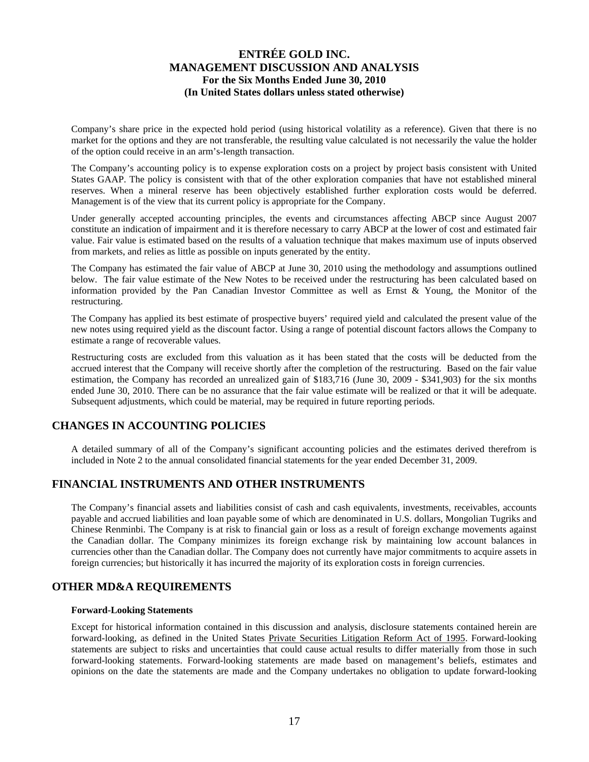Company's share price in the expected hold period (using historical volatility as a reference). Given that there is no market for the options and they are not transferable, the resulting value calculated is not necessarily the value the holder of the option could receive in an arm's-length transaction.

The Company's accounting policy is to expense exploration costs on a project by project basis consistent with United States GAAP. The policy is consistent with that of the other exploration companies that have not established mineral reserves. When a mineral reserve has been objectively established further exploration costs would be deferred. Management is of the view that its current policy is appropriate for the Company.

Under generally accepted accounting principles, the events and circumstances affecting ABCP since August 2007 constitute an indication of impairment and it is therefore necessary to carry ABCP at the lower of cost and estimated fair value. Fair value is estimated based on the results of a valuation technique that makes maximum use of inputs observed from markets, and relies as little as possible on inputs generated by the entity.

The Company has estimated the fair value of ABCP at June 30, 2010 using the methodology and assumptions outlined below. The fair value estimate of the New Notes to be received under the restructuring has been calculated based on information provided by the Pan Canadian Investor Committee as well as Ernst & Young, the Monitor of the restructuring.

The Company has applied its best estimate of prospective buyers' required yield and calculated the present value of the new notes using required yield as the discount factor. Using a range of potential discount factors allows the Company to estimate a range of recoverable values.

Restructuring costs are excluded from this valuation as it has been stated that the costs will be deducted from the accrued interest that the Company will receive shortly after the completion of the restructuring. Based on the fair value estimation, the Company has recorded an unrealized gain of $183,716 (June 30, 2009 - $341,903) for the six months ended June 30, 2010. There can be no assurance that the fair value estimate will be realized or that it will be adequate. Subsequent adjustments, which could be material, may be required in future reporting periods.

## CHANGES IN ACCOUNTING POLICIES

A detailed summary of all of the Company's significant accounting policies and the estimates derived therefrom is included in Note 2 to the annual consolidated financial statements for the year ended December 31, 2009.

## FINANCIAL INSTRUMENTS AND OTHER INSTRUMENTS

The Company's financial assets and liabilities consist of cash and cash equivalents, investments, receivables, accounts payable and accrued liabilities and loan payable some of which are denominated in U.S. dollars, Mongolian Tugriks and Chinese Renminbi. The Company is at risk to financial gain or loss as a result of foreign exchange movements against the Canadian dollar. The Company minimizes its foreign exchange risk by maintaining low account balances in currencies other than the Canadian dollar. The Company does not currently have major commitments to acquire assets in foreign currencies; but historically it has incurred the majority of its exploration costs in foreign currencies.

## OTHER MD&A REQUIREMENTS

**Forward-Looking Statements**

Except for historical information contained in this discussion and analysis, disclosure statements contained herein are forward-looking, as defined in the United States Private Securities Litigation Reform Act of 1995. Forward-looking statements are subject to risks and uncertainties that could cause actual results to differ materially from those in such forward-looking statements. Forward-looking statements are made based on management's beliefs, estimates and opinions on the date the statements are made and the Company undertakes no obligation to update forward-looking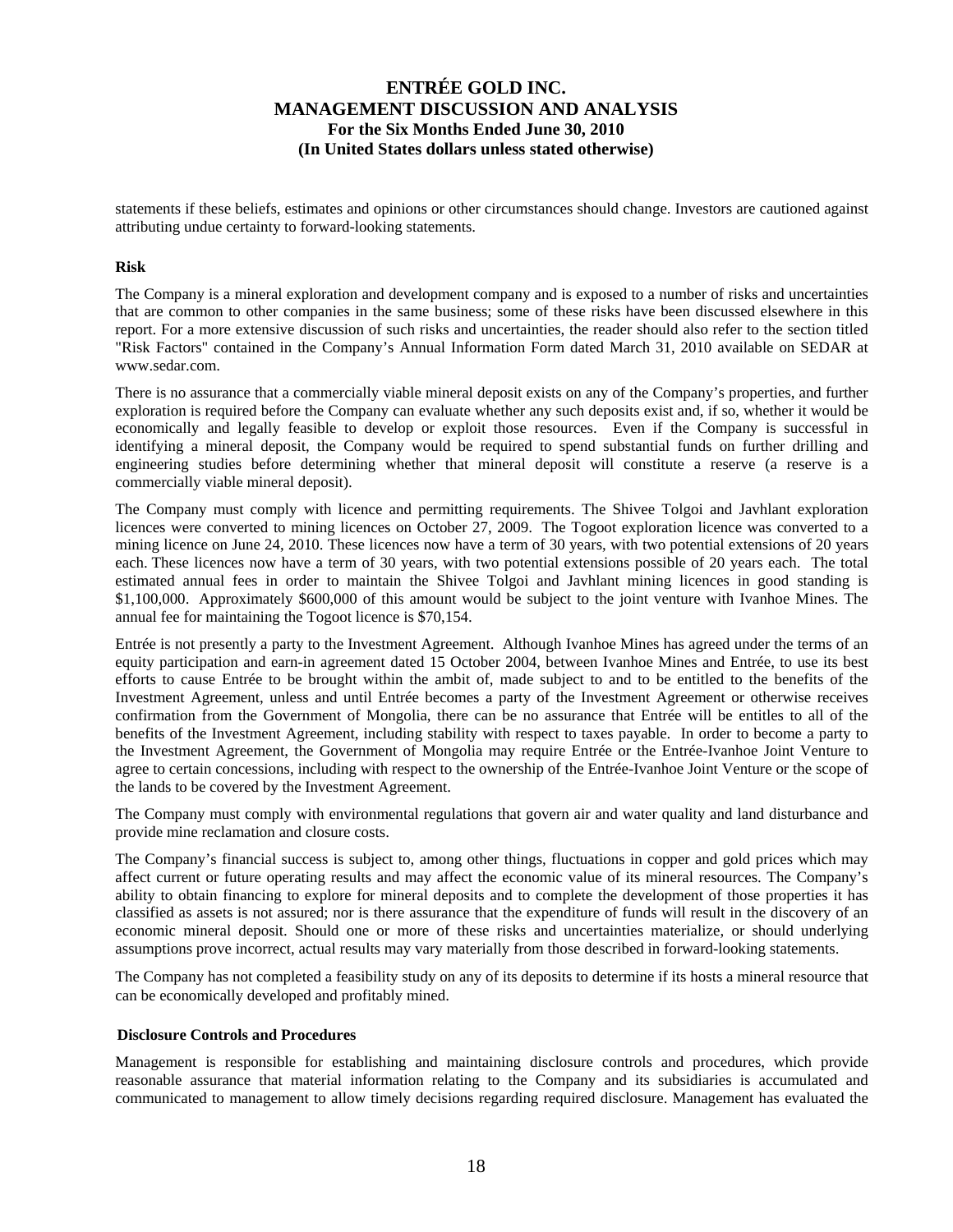statements if these beliefs, estimates and opinions or other circumstances should change. Investors are cautioned against attributing undue certainty to forward-looking statements.

**Risk**

The Company is a mineral exploration and development company and is exposed to a number of risks and uncertainties that are common to other companies in the same business; some of these risks have been discussed elsewhere in this report. For a more extensive discussion of such risks and uncertainties, the reader should also refer to the section titled "Risk Factors" contained in the Company's Annual Information Form dated March 31, 2010 available on SEDAR at www.sedar.com.

There is no assurance that a commercially viable mineral deposit exists on any of the Company's properties, and further exploration is required before the Company can evaluate whether any such deposits exist and, if so, whether it would be economically and legally feasible to develop or exploit those resources. Even if the Company is successful in identifying a mineral deposit, the Company would be required to spend substantial funds on further drilling and engineering studies before determining whether that mineral deposit will constitute a reserve (a reserve is a commercially viable mineral deposit).

The Company must comply with licence and permitting requirements. The Shivee Tolgoi and Javhlant exploration licences were converted to mining licences on October 27, 2009. The Togoot exploration licence was converted to a mining licence on June 24, 2010. These licences now have a term of 30 years, with two potential extensions of 20 years each. These licences now have a term of 30 years, with two potential extensions possible of 20 years each. The total estimated annual fees in order to maintain the Shivee Tolgoi and Javhlant mining licences in good standing is $1,100,000. Approximately $600,000 of this amount would be subject to the joint venture with Ivanhoe Mines. The annual fee for maintaining the Togoot licence is $70,154.

Entrée is not presently a party to the Investment Agreement. Although Ivanhoe Mines has agreed under the terms of an equity participation and earn-in agreement dated 15 October 2004, between Ivanhoe Mines and Entrée, to use its best efforts to cause Entrée to be brought within the ambit of, made subject to and to be entitled to the benefits of the Investment Agreement, unless and until Entrée becomes a party of the Investment Agreement or otherwise receives confirmation from the Government of Mongolia, there can be no assurance that Entrée will be entitles to all of the benefits of the Investment Agreement, including stability with respect to taxes payable. In order to become a party to the Investment Agreement, the Government of Mongolia may require Entrée or the Entrée-Ivanhoe Joint Venture to agree to certain concessions, including with respect to the ownership of the Entrée-Ivanhoe Joint Venture or the scope of the lands to be covered by the Investment Agreement.

The Company must comply with environmental regulations that govern air and water quality and land disturbance and provide mine reclamation and closure costs.

The Company's financial success is subject to, among other things, fluctuations in copper and gold prices which may affect current or future operating results and may affect the economic value of its mineral resources. The Company's ability to obtain financing to explore for mineral deposits and to complete the development of those properties it has classified as assets is not assured; nor is there assurance that the expenditure of funds will result in the discovery of an economic mineral deposit. Should one or more of these risks and uncertainties materialize, or should underlying assumptions prove incorrect, actual results may vary materially from those described in forward-looking statements.

The Company has not completed a feasibility study on any of its deposits to determine if its hosts a mineral resource that can be economically developed and profitably mined.

**Disclosure Controls and Procedures**

Management is responsible for establishing and maintaining disclosure controls and procedures, which provide reasonable assurance that material information relating to the Company and its subsidiaries is accumulated and communicated to management to allow timely decisions regarding required disclosure. Management has evaluated the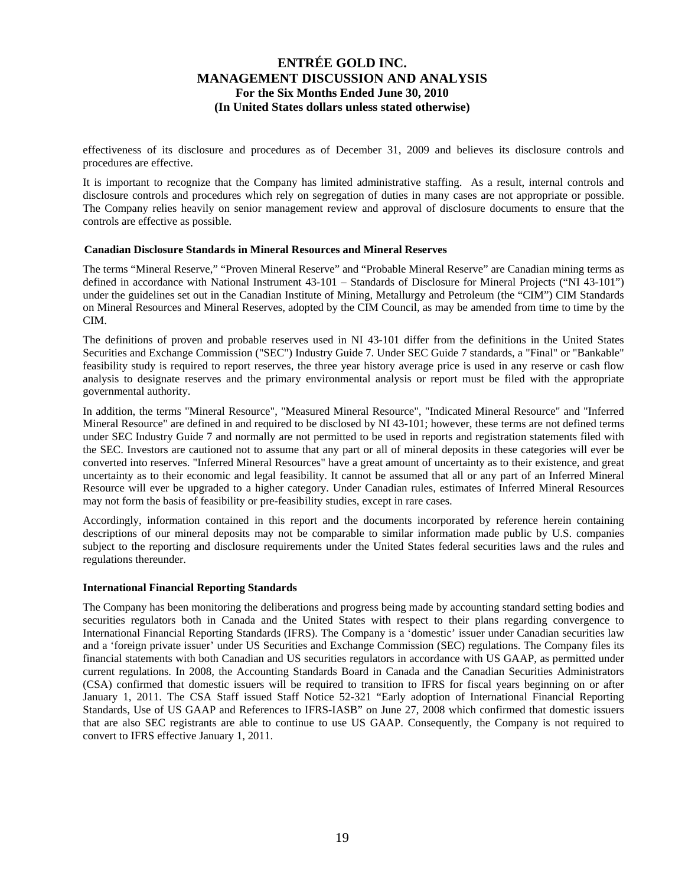effectiveness of its disclosure and procedures as of December 31, 2009 and believes its disclosure controls and procedures are effective.

It is important to recognize that the Company has limited administrative staffing. As a result, internal controls and disclosure controls and procedures which rely on segregation of duties in many cases are not appropriate or possible. The Company relies heavily on senior management review and approval of disclosure documents to ensure that the controls are effective as possible.

### Canadian Disclosure Standards in Mineral Resources and Mineral Reserves

The terms "Mineral Reserve," "Proven Mineral Reserve" and "Probable Mineral Reserve" are Canadian mining terms as defined in accordance with National Instrument 43-101 – Standards of Disclosure for Mineral Projects ("NI 43-101") under the guidelines set out in the Canadian Institute of Mining, Metallurgy and Petroleum (the "CIM") CIM Standards on Mineral Resources and Mineral Reserves, adopted by the CIM Council, as may be amended from time to time by the CIM.

The definitions of proven and probable reserves used in NI 43-101 differ from the definitions in the United States Securities and Exchange Commission ("SEC") Industry Guide 7. Under SEC Guide 7 standards, a "Final" or "Bankable" feasibility study is required to report reserves, the three year history average price is used in any reserve or cash flow analysis to designate reserves and the primary environmental analysis or report must be filed with the appropriate governmental authority.

In addition, the terms "Mineral Resource", "Measured Mineral Resource", "Indicated Mineral Resource" and "Inferred Mineral Resource" are defined in and required to be disclosed by NI 43-101; however, these terms are not defined terms under SEC Industry Guide 7 and normally are not permitted to be used in reports and registration statements filed with the SEC. Investors are cautioned not to assume that any part or all of mineral deposits in these categories will ever be converted into reserves. "Inferred Mineral Resources" have a great amount of uncertainty as to their existence, and great uncertainty as to their economic and legal feasibility. It cannot be assumed that all or any part of an Inferred Mineral Resource will ever be upgraded to a higher category. Under Canadian rules, estimates of Inferred Mineral Resources may not form the basis of feasibility or pre-feasibility studies, except in rare cases.

Accordingly, information contained in this report and the documents incorporated by reference herein containing descriptions of our mineral deposits may not be comparable to similar information made public by U.S. companies subject to the reporting and disclosure requirements under the United States federal securities laws and the rules and regulations thereunder.

### International Financial Reporting Standards

The Company has been monitoring the deliberations and progress being made by accounting standard setting bodies and securities regulators both in Canada and the United States with respect to their plans regarding convergence to International Financial Reporting Standards (IFRS). The Company is a 'domestic' issuer under Canadian securities law and a 'foreign private issuer' under US Securities and Exchange Commission (SEC) regulations. The Company files its financial statements with both Canadian and US securities regulators in accordance with US GAAP, as permitted under current regulations. In 2008, the Accounting Standards Board in Canada and the Canadian Securities Administrators (CSA) confirmed that domestic issuers will be required to transition to IFRS for fiscal years beginning on or after January 1, 2011. The CSA Staff issued Staff Notice 52-321 "Early adoption of International Financial Reporting Standards, Use of US GAAP and References to IFRS-IASB" on June 27, 2008 which confirmed that domestic issuers that are also SEC registrants are able to continue to use US GAAP. Consequently, the Company is not required to convert to IFRS effective January 1, 2011.